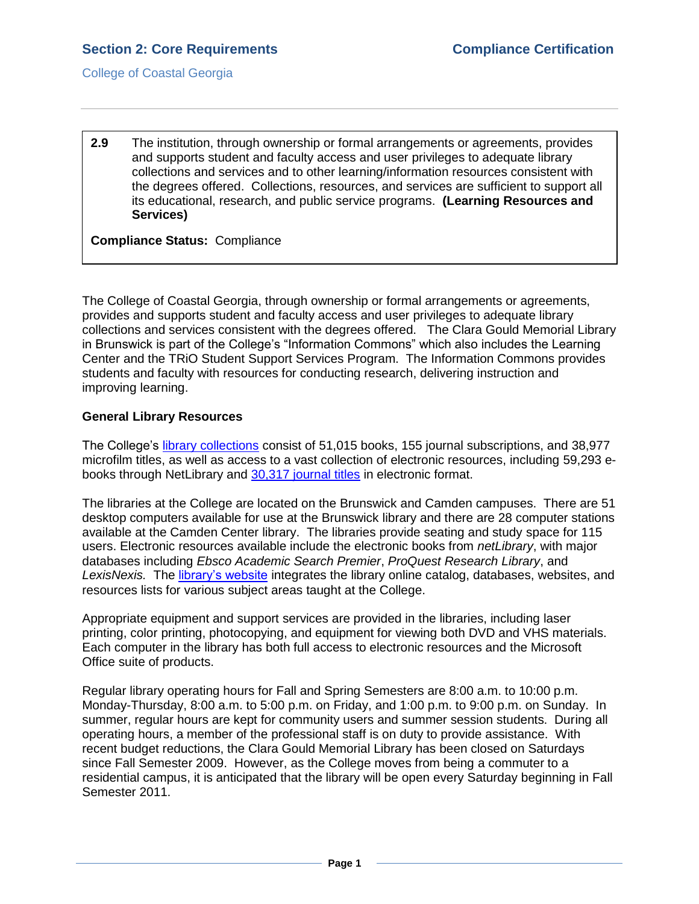**2.9** The institution, through ownership or formal arrangements or agreements, provides and supports student and faculty access and user privileges to adequate library collections and services and to other learning/information resources consistent with the degrees offered. Collections, resources, and services are sufficient to support all its educational, research, and public service programs. **(Learning Resources and Services)**

**Compliance Status:** Compliance

The College of Coastal Georgia, through ownership or formal arrangements or agreements, provides and supports student and faculty access and user privileges to adequate library collections and services consistent with the degrees offered. The Clara Gould Memorial Library in Brunswick is part of the College's "Information Commons" which also includes the Learning Center and the TRiO Student Support Services Program. The Information Commons provides students and faculty with resources for conducting research, delivering instruction and improving learning.

### General Library Resources

The College's library collections consist of 51,015 books, 155 journal subscriptions, and 38,977 microfilm titles, as well as access to a vast collection of electronic resources, including 59,293 e-books through NetLibrary and 30,317 journal titles in electronic format.

The libraries at the College are located on the Brunswick and Camden campuses. There are 51 desktop computers available for use at the Brunswick library and there are 28 computer stations available at the Camden Center library. The libraries provide seating and study space for 115 users. Electronic resources available include the electronic books from *netLibrary*, with major databases including *Ebsco Academic Search Premier*, *ProQuest Research Library*, and *LexisNexis.* The library's website integrates the library online catalog, databases, websites, and resources lists for various subject areas taught at the College.

Appropriate equipment and support services are provided in the libraries, including laser printing, color printing, photocopying, and equipment for viewing both DVD and VHS materials. Each computer in the library has both full access to electronic resources and the Microsoft Office suite of products.

Regular library operating hours for Fall and Spring Semesters are 8:00 a.m. to 10:00 p.m. Monday-Thursday, 8:00 a.m. to 5:00 p.m. on Friday, and 1:00 p.m. to 9:00 p.m. on Sunday. In summer, regular hours are kept for community users and summer session students. During all operating hours, a member of the professional staff is on duty to provide assistance. With recent budget reductions, the Clara Gould Memorial Library has been closed on Saturdays since Fall Semester 2009. However, as the College moves from being a commuter to a residential campus, it is anticipated that the library will be open every Saturday beginning in Fall Semester 2011.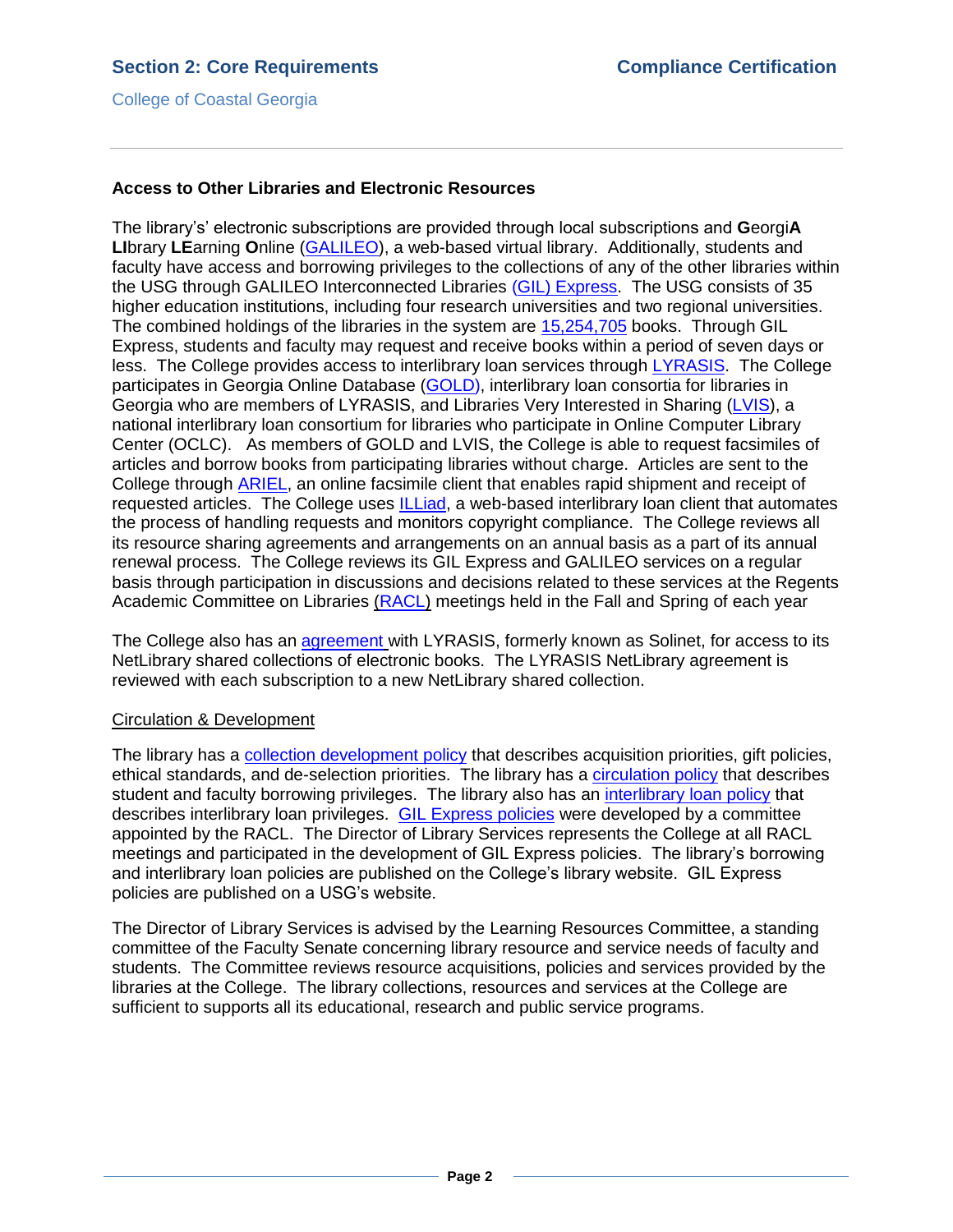### Access to Other Libraries and Electronic Resources

The library's' electronic subscriptions are provided through local subscriptions and **G**eorgi**A** **LI**brary **LE**arning **O**nline (GALILEO), a web-based virtual library. Additionally, students and faculty have access and borrowing privileges to the collections of any of the other libraries within the USG through GALILEO Interconnected Libraries (GIL) Express. The USG consists of 35 higher education institutions, including four research universities and two regional universities. The combined holdings of the libraries in the system are 15,254,705 books. Through GIL Express, students and faculty may request and receive books within a period of seven days or less. The College provides access to interlibrary loan services through LYRASIS. The College participates in Georgia Online Database (GOLD), interlibrary loan consortia for libraries in Georgia who are members of LYRASIS, and Libraries Very Interested in Sharing (LVIS), a national interlibrary loan consortium for libraries who participate in Online Computer Library Center (OCLC). As members of GOLD and LVIS, the College is able to request facsimiles of articles and borrow books from participating libraries without charge. Articles are sent to the College through ARIEL, an online facsimile client that enables rapid shipment and receipt of requested articles. The College uses ILLiad, a web-based interlibrary loan client that automates the process of handling requests and monitors copyright compliance. The College reviews all its resource sharing agreements and arrangements on an annual basis as a part of its annual renewal process. The College reviews its GIL Express and GALILEO services on a regular basis through participation in discussions and decisions related to these services at the Regents Academic Committee on Libraries (RACL) meetings held in the Fall and Spring of each year

The College also has an agreement with LYRASIS, formerly known as Solinet, for access to its NetLibrary shared collections of electronic books. The LYRASIS NetLibrary agreement is reviewed with each subscription to a new NetLibrary shared collection.

Circulation & Development

The library has a collection development policy that describes acquisition priorities, gift policies, ethical standards, and de-selection priorities. The library has a circulation policy that describes student and faculty borrowing privileges. The library also has an interlibrary loan policy that describes interlibrary loan privileges. GIL Express policies were developed by a committee appointed by the RACL. The Director of Library Services represents the College at all RACL meetings and participated in the development of GIL Express policies. The library's borrowing and interlibrary loan policies are published on the College's library website. GIL Express policies are published on a USG's website.

The Director of Library Services is advised by the Learning Resources Committee, a standing committee of the Faculty Senate concerning library resource and service needs of faculty and students. The Committee reviews resource acquisitions, policies and services provided by the libraries at the College. The library collections, resources and services at the College are sufficient to supports all its educational, research and public service programs.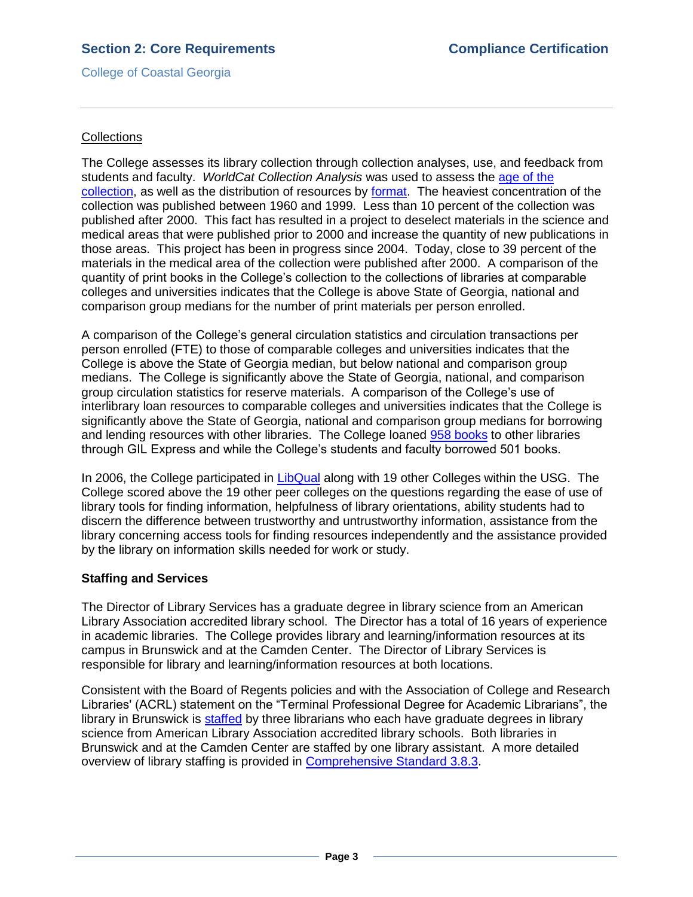Collections

The College assesses its library collection through collection analyses, use, and feedback from students and faculty. *WorldCat Collection Analysis* was used to assess the age of the collection, as well as the distribution of resources by format. The heaviest concentration of the collection was published between 1960 and 1999. Less than 10 percent of the collection was published after 2000. This fact has resulted in a project to deselect materials in the science and medical areas that were published prior to 2000 and increase the quantity of new publications in those areas. This project has been in progress since 2004. Today, close to 39 percent of the materials in the medical area of the collection were published after 2000. A comparison of the quantity of print books in the College's collection to the collections of libraries at comparable colleges and universities indicates that the College is above State of Georgia, national and comparison group medians for the number of print materials per person enrolled.

A comparison of the College's general circulation statistics and circulation transactions per person enrolled (FTE) to those of comparable colleges and universities indicates that the College is above the State of Georgia median, but below national and comparison group medians. The College is significantly above the State of Georgia, national, and comparison group circulation statistics for reserve materials. A comparison of the College's use of interlibrary loan resources to comparable colleges and universities indicates that the College is significantly above the State of Georgia, national and comparison group medians for borrowing and lending resources with other libraries. The College loaned 958 books to other libraries through GIL Express and while the College's students and faculty borrowed 501 books.

In 2006, the College participated in LibQual along with 19 other Colleges within the USG. The College scored above the 19 other peer colleges on the questions regarding the ease of use of library tools for finding information, helpfulness of library orientations, ability students had to discern the difference between trustworthy and untrustworthy information, assistance from the library concerning access tools for finding resources independently and the assistance provided by the library on information skills needed for work or study.

**Staffing and Services**

The Director of Library Services has a graduate degree in library science from an American Library Association accredited library school. The Director has a total of 16 years of experience in academic libraries. The College provides library and learning/information resources at its campus in Brunswick and at the Camden Center. The Director of Library Services is responsible for library and learning/information resources at both locations.

Consistent with the Board of Regents policies and with the Association of College and Research Libraries' (ACRL) statement on the "Terminal Professional Degree for Academic Librarians", the library in Brunswick is staffed by three librarians who each have graduate degrees in library science from American Library Association accredited library schools. Both libraries in Brunswick and at the Camden Center are staffed by one library assistant. A more detailed overview of library staffing is provided in Comprehensive Standard 3.8.3.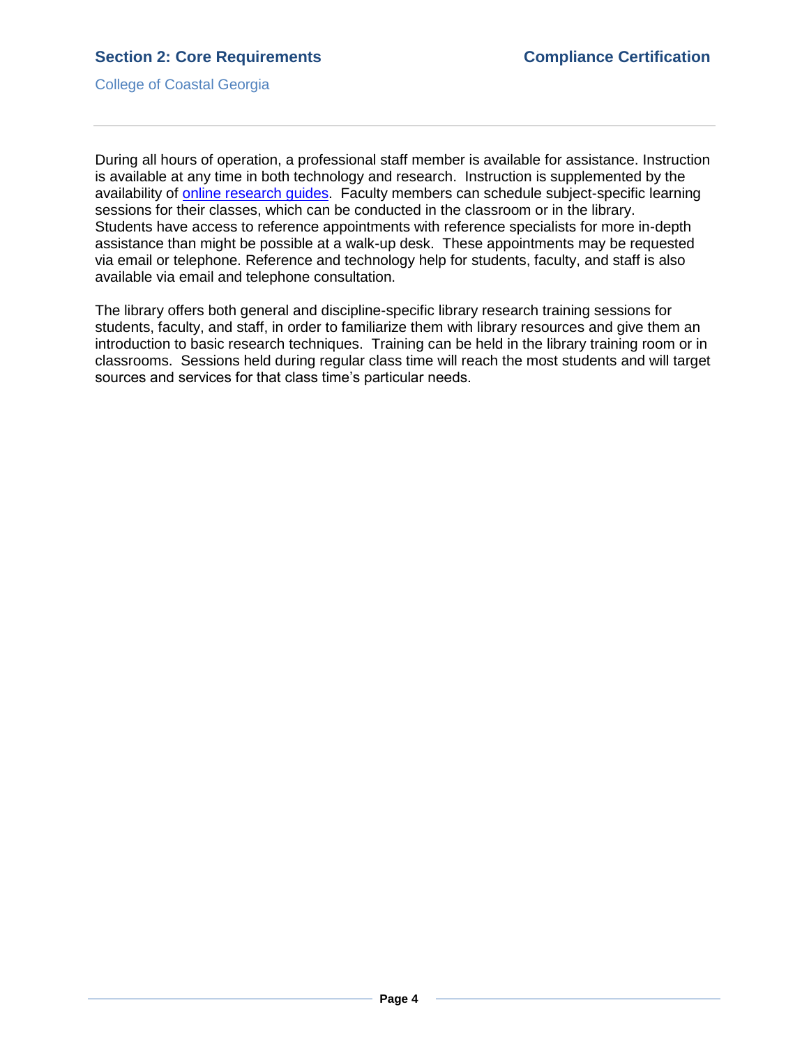During all hours of operation, a professional staff member is available for assistance. Instruction is available at any time in both technology and research. Instruction is supplemented by the availability of online research guides. Faculty members can schedule subject-specific learning sessions for their classes, which can be conducted in the classroom or in the library. Students have access to reference appointments with reference specialists for more in-depth assistance than might be possible at a walk-up desk. These appointments may be requested via email or telephone. Reference and technology help for students, faculty, and staff is also available via email and telephone consultation.

The library offers both general and discipline-specific library research training sessions for students, faculty, and staff, in order to familiarize them with library resources and give them an introduction to basic research techniques. Training can be held in the library training room or in classrooms. Sessions held during regular class time will reach the most students and will target sources and services for that class time's particular needs.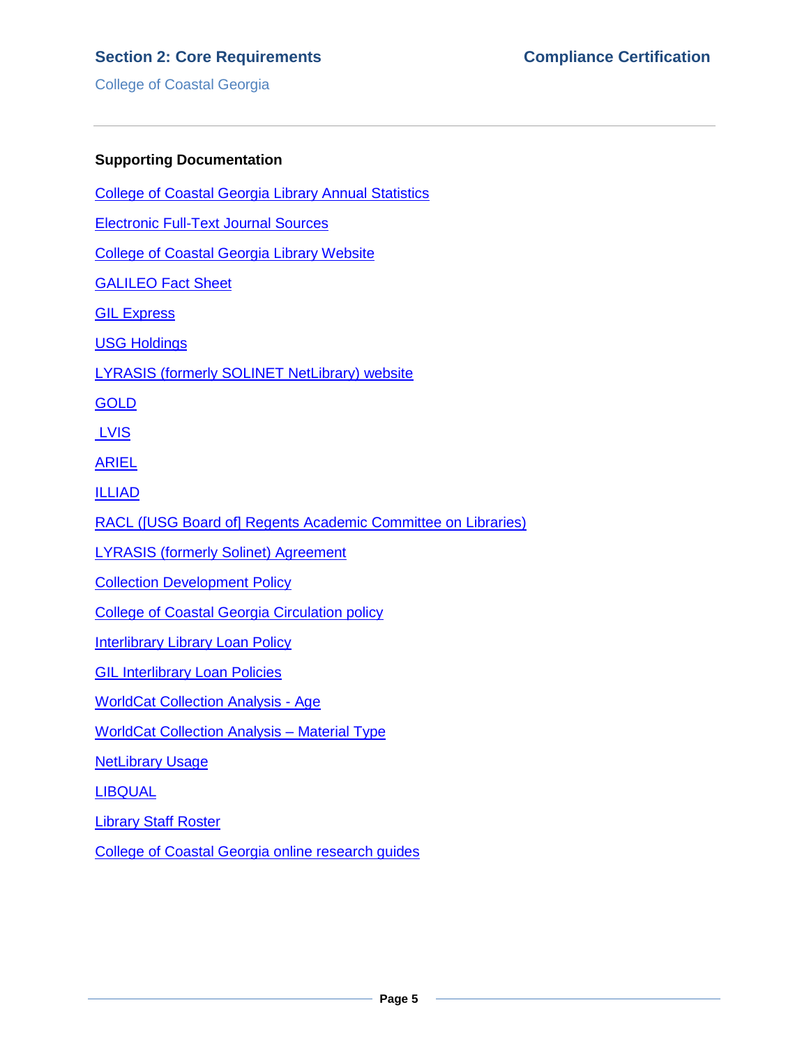**Supporting Documentation**

College of Coastal Georgia Library Annual Statistics

Electronic Full-Text Journal Sources

College of Coastal Georgia Library Website

GALILEO Fact Sheet

GIL Express

USG Holdings

LYRASIS (formerly SOLINET NetLibrary) website

GOLD

LVIS

ARIEL

ILLIAD

RACL ([USG Board of] Regents Academic Committee on Libraries)

LYRASIS (formerly Solinet) Agreement

Collection Development Policy

College of Coastal Georgia Circulation policy

Interlibrary Library Loan Policy

GIL Interlibrary Loan Policies

WorldCat Collection Analysis - Age

WorldCat Collection Analysis – Material Type

NetLibrary Usage

LIBQUAL

Library Staff Roster

College of Coastal Georgia online research guides